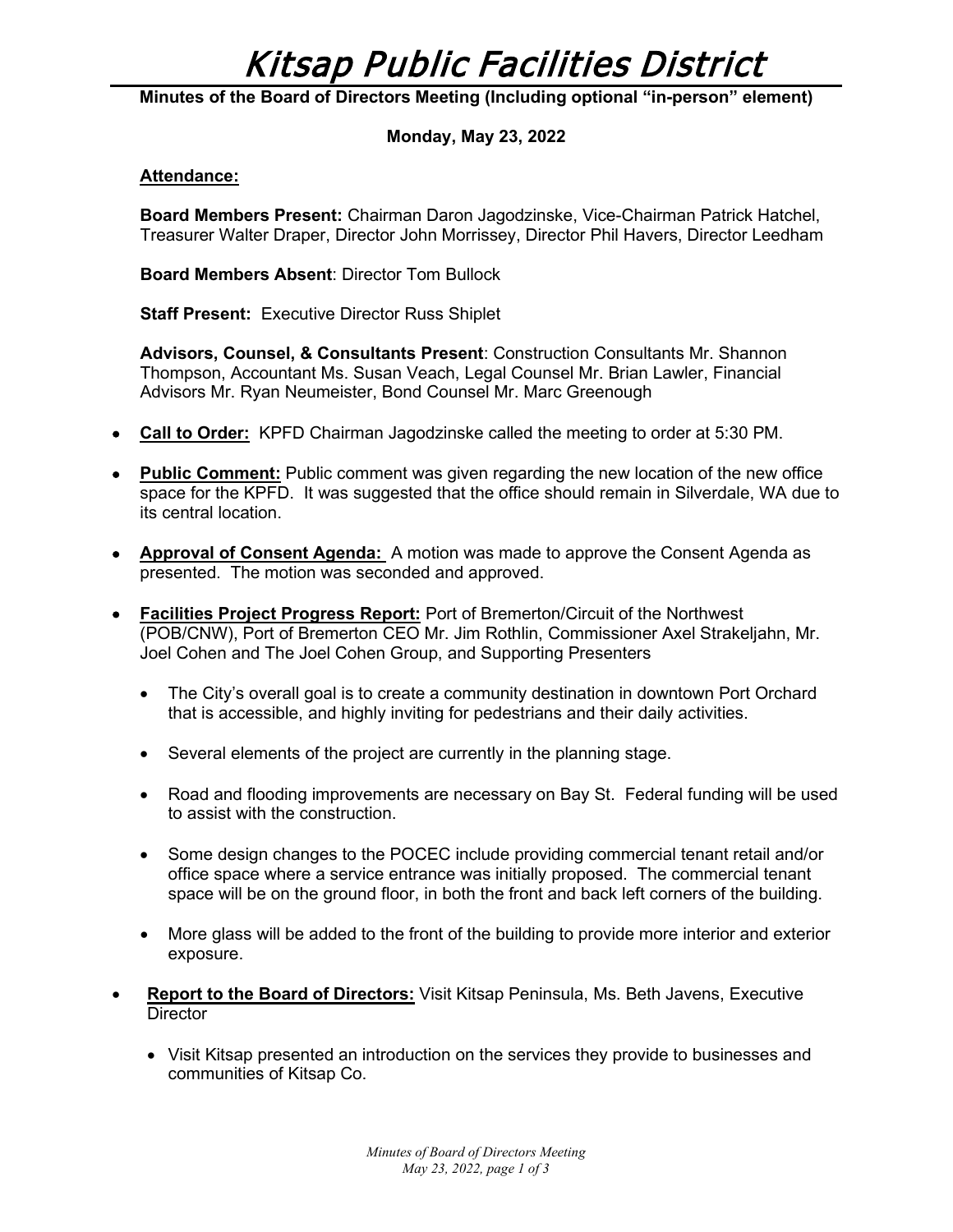# Kitsap Public Facilities District

**Minutes of the Board of Directors Meeting (Including optional "in-person" element)**

**Monday, May 23, 2022**

**Attendance:**

**Board Members Present:** Chairman Daron Jagodzinske, Vice-Chairman Patrick Hatchel, Treasurer Walter Draper, Director John Morrissey, Director Phil Havers, Director Leedham

**Board Members Absent**: Director Tom Bullock

**Staff Present:** Executive Director Russ Shiplet

**Advisors, Counsel, & Consultants Present**: Construction Consultants Mr. Shannon Thompson, Accountant Ms. Susan Veach, Legal Counsel Mr. Brian Lawler, Financial Advisors Mr. Ryan Neumeister, Bond Counsel Mr. Marc Greenough

- **Call to Order:** KPFD Chairman Jagodzinske called the meeting to order at 5:30 PM.
- **Public Comment:** Public comment was given regarding the new location of the new office space for the KPFD. It was suggested that the office should remain in Silverdale, WA due to its central location.
- **Approval of Consent Agenda:** A motion was made to approve the Consent Agenda as presented. The motion was seconded and approved.
- **Facilities Project Progress Report:** Port of Bremerton/Circuit of the Northwest (POB/CNW), Port of Bremerton CEO Mr. Jim Rothlin, Commissioner Axel Strakeljahn, Mr. Joel Cohen and The Joel Cohen Group, and Supporting Presenters
  - The City's overall goal is to create a community destination in downtown Port Orchard that is accessible, and highly inviting for pedestrians and their daily activities.
  - Several elements of the project are currently in the planning stage.
  - Road and flooding improvements are necessary on Bay St. Federal funding will be used to assist with the construction.
  - Some design changes to the POCEC include providing commercial tenant retail and/or office space where a service entrance was initially proposed. The commercial tenant space will be on the ground floor, in both the front and back left corners of the building.
  - More glass will be added to the front of the building to provide more interior and exterior exposure.
- **Report to the Board of Directors:** Visit Kitsap Peninsula, Ms. Beth Javens, Executive Director
  - Visit Kitsap presented an introduction on the services they provide to businesses and communities of Kitsap Co.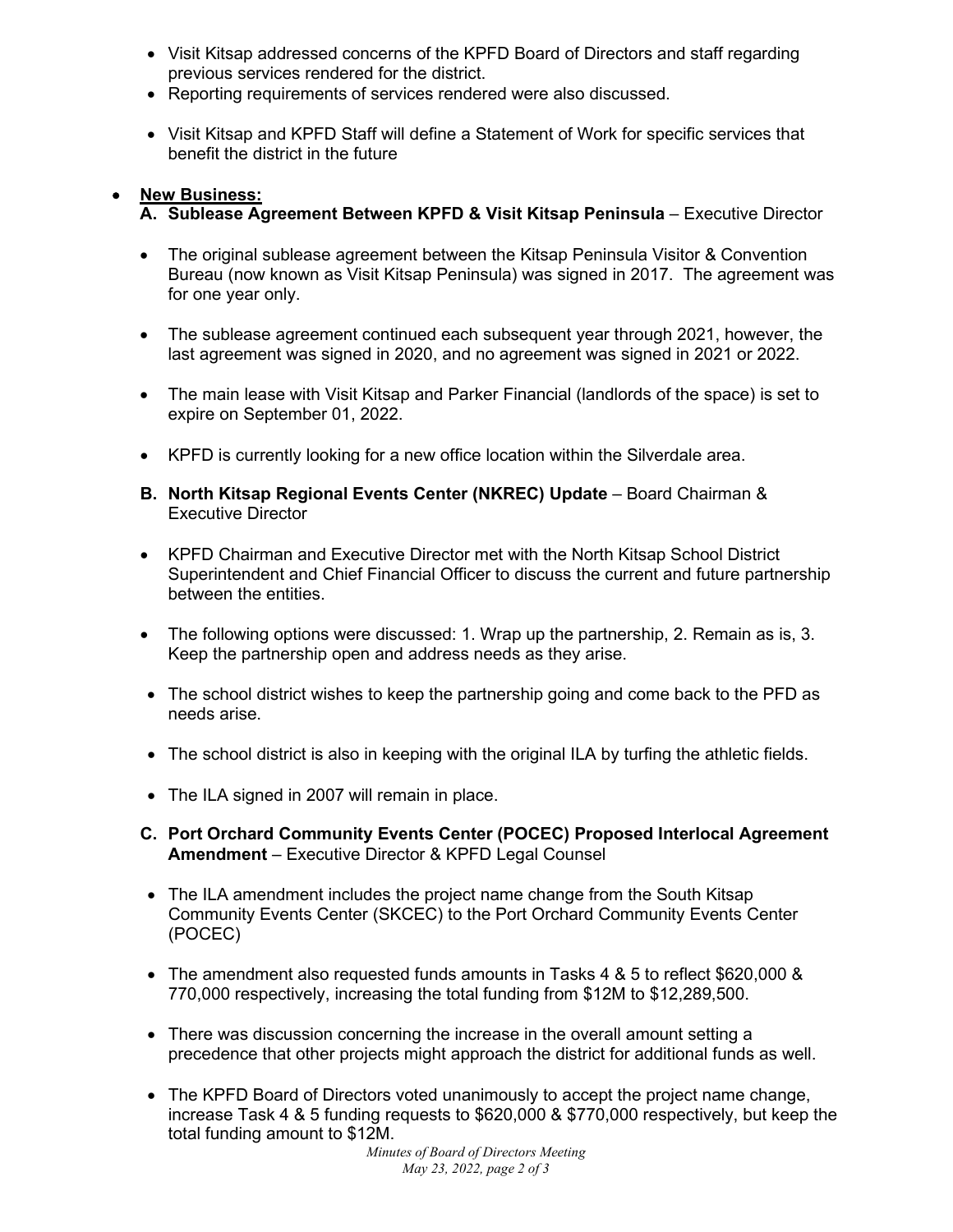- Visit Kitsap addressed concerns of the KPFD Board of Directors and staff regarding previous services rendered for the district.
- Reporting requirements of services rendered were also discussed.
- Visit Kitsap and KPFD Staff will define a Statement of Work for specific services that benefit the district in the future

- **New Business:**

  **A. Sublease Agreement Between KPFD & Visit Kitsap Peninsula** – Executive Director

  - The original sublease agreement between the Kitsap Peninsula Visitor & Convention Bureau (now known as Visit Kitsap Peninsula) was signed in 2017. The agreement was for one year only.
  - The sublease agreement continued each subsequent year through 2021, however, the last agreement was signed in 2020, and no agreement was signed in 2021 or 2022.
  - The main lease with Visit Kitsap and Parker Financial (landlords of the space) is set to expire on September 01, 2022.
  - KPFD is currently looking for a new office location within the Silverdale area.

  **B. North Kitsap Regional Events Center (NKREC) Update** – Board Chairman & Executive Director

  - KPFD Chairman and Executive Director met with the North Kitsap School District Superintendent and Chief Financial Officer to discuss the current and future partnership between the entities.
  - The following options were discussed: 1. Wrap up the partnership, 2. Remain as is, 3. Keep the partnership open and address needs as they arise.
  - The school district wishes to keep the partnership going and come back to the PFD as needs arise.
  - The school district is also in keeping with the original ILA by turfing the athletic fields.
  - The ILA signed in 2007 will remain in place.

  **C. Port Orchard Community Events Center (POCEC) Proposed Interlocal Agreement Amendment** – Executive Director & KPFD Legal Counsel

  - The ILA amendment includes the project name change from the South Kitsap Community Events Center (SKCEC) to the Port Orchard Community Events Center (POCEC)
  - The amendment also requested funds amounts in Tasks 4 & 5 to reflect $620,000 & 770,000 respectively, increasing the total funding from $12M to $12,289,500.
  - There was discussion concerning the increase in the overall amount setting a precedence that other projects might approach the district for additional funds as well.
  - The KPFD Board of Directors voted unanimously to accept the project name change, increase Task 4 & 5 funding requests to $620,000 & $770,000 respectively, but keep the total funding amount to $12M.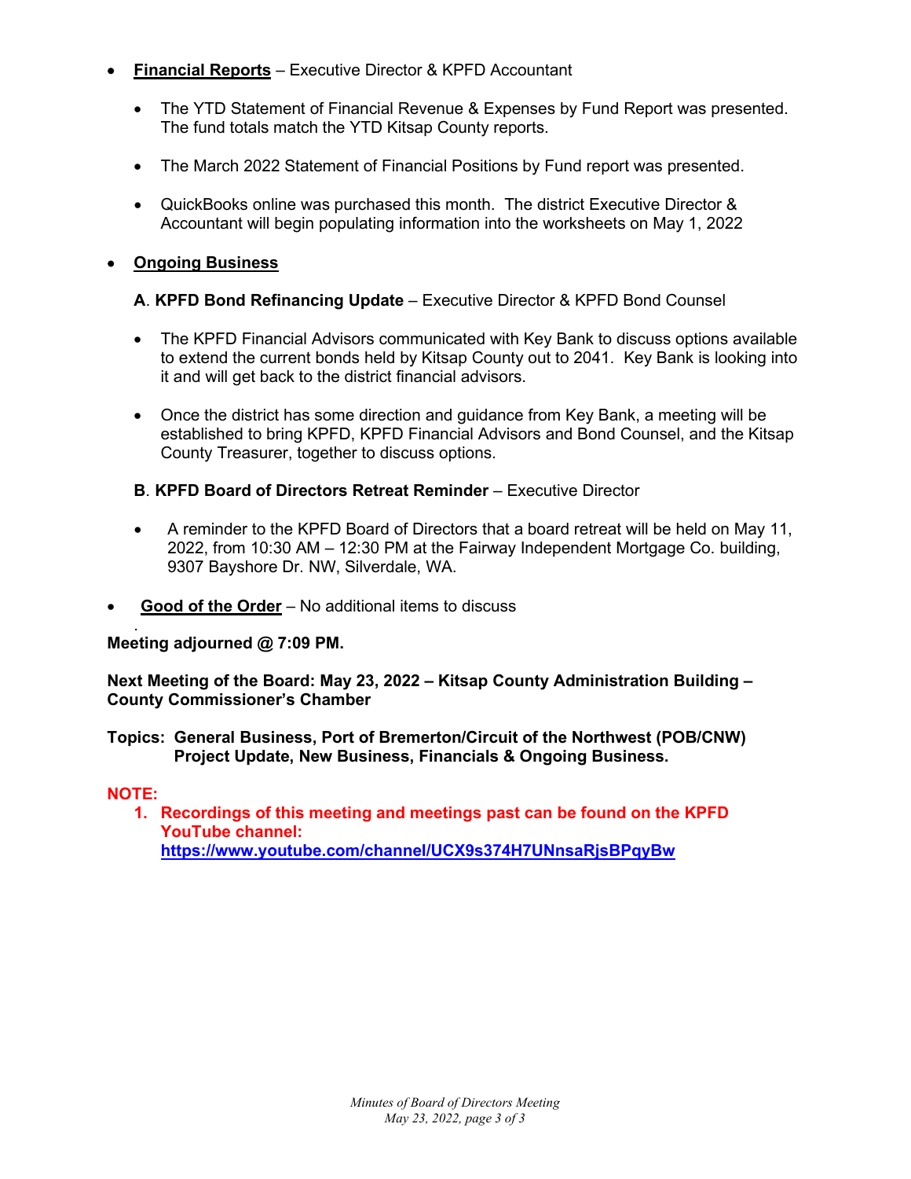- **Financial Reports** – Executive Director & KPFD Accountant

  - The YTD Statement of Financial Revenue & Expenses by Fund Report was presented. The fund totals match the YTD Kitsap County reports.

  - The March 2022 Statement of Financial Positions by Fund report was presented.

  - QuickBooks online was purchased this month. The district Executive Director & Accountant will begin populating information into the worksheets on May 1, 2022

- **Ongoing Business**

  **A**. **KPFD Bond Refinancing Update** – Executive Director & KPFD Bond Counsel

  - The KPFD Financial Advisors communicated with Key Bank to discuss options available to extend the current bonds held by Kitsap County out to 2041. Key Bank is looking into it and will get back to the district financial advisors.

  - Once the district has some direction and guidance from Key Bank, a meeting will be established to bring KPFD, KPFD Financial Advisors and Bond Counsel, and the Kitsap County Treasurer, together to discuss options.

  **B**. **KPFD Board of Directors Retreat Reminder** – Executive Director

  - A reminder to the KPFD Board of Directors that a board retreat will be held on May 11, 2022, from 10:30 AM – 12:30 PM at the Fairway Independent Mortgage Co. building, 9307 Bayshore Dr. NW, Silverdale, WA.

- **Good of the Order** – No additional items to discuss

.

**Meeting adjourned @ 7:09 PM.**

**Next Meeting of the Board: May 23, 2022 – Kitsap County Administration Building – County Commissioner's Chamber**

**Topics: General Business, Port of Bremerton/Circuit of the Northwest (POB/CNW) Project Update, New Business, Financials & Ongoing Business.**

**NOTE:**

1. **Recordings of this meeting and meetings past can be found on the KPFD YouTube channel: https://www.youtube.com/channel/UCX9s374H7UNnsaRjsBPqyBw**